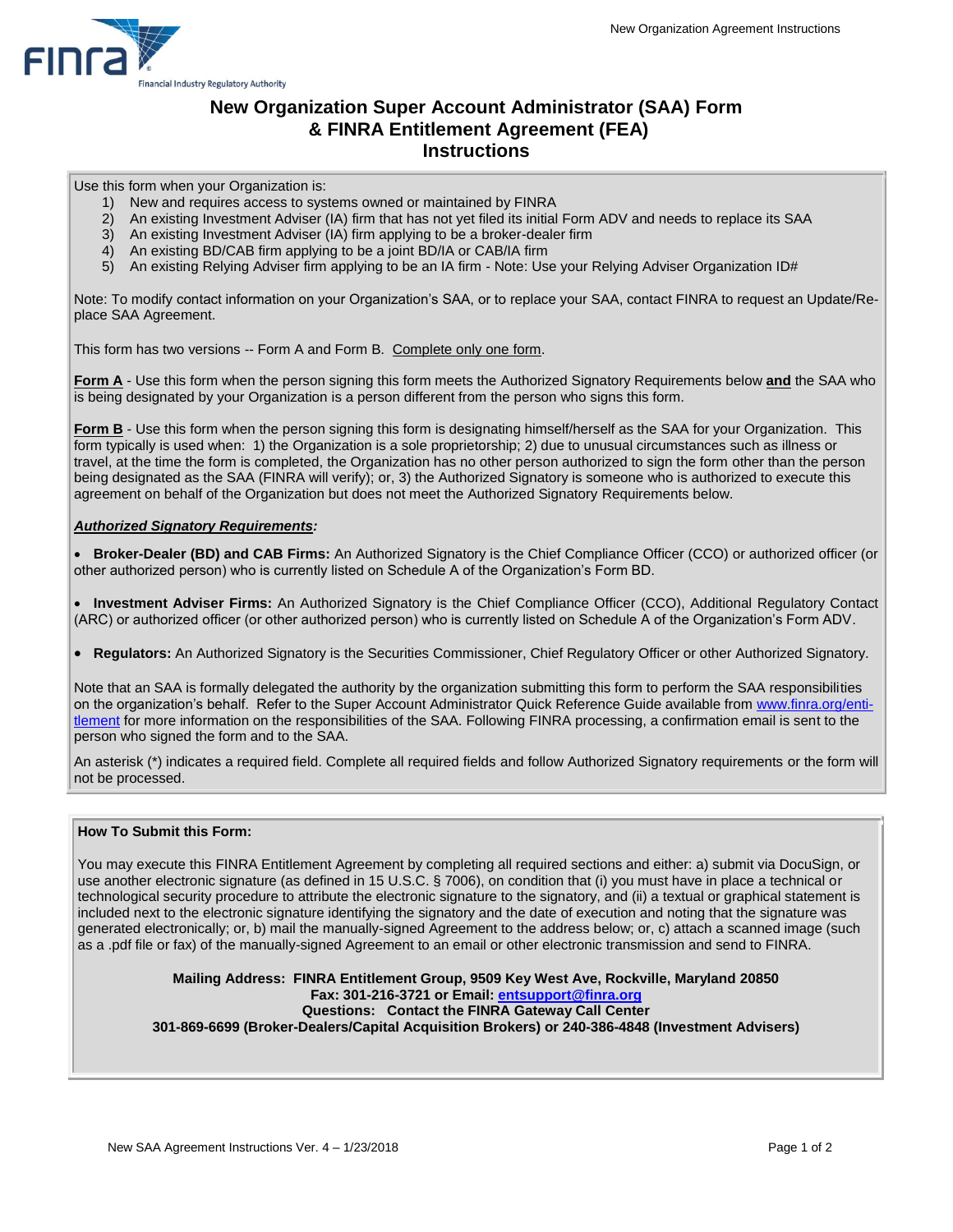# New Organization Super Account Administrator (SAA) Form & FINRA Entitlement Agreement (FEA) Instructions

Use this form when your Organization is:

1) New and requires access to systems owned or maintained by FINRA
2) An existing Investment Adviser (IA) firm that has not yet filed its initial Form ADV and needs to replace its SAA
3) An existing Investment Adviser (IA) firm applying to be a broker-dealer firm
4) An existing BD/CAB firm applying to be a joint BD/IA or CAB/IA firm
5) An existing Relying Adviser firm applying to be an IA firm - Note: Use your Relying Adviser Organization ID#

Note: To modify contact information on your Organization's SAA, or to replace your SAA, contact FINRA to request an Update/Replace SAA Agreement.

This form has two versions -- Form A and Form B. Complete only one form.

**Form A** - Use this form when the person signing this form meets the Authorized Signatory Requirements below **and** the SAA who is being designated by your Organization is a person different from the person who signs this form.

**Form B** - Use this form when the person signing this form is designating himself/herself as the SAA for your Organization. This form typically is used when: 1) the Organization is a sole proprietorship; 2) due to unusual circumstances such as illness or travel, at the time the form is completed, the Organization has no other person authorized to sign the form other than the person being designated as the SAA (FINRA will verify); or, 3) the Authorized Signatory is someone who is authorized to execute this agreement on behalf of the Organization but does not meet the Authorized Signatory Requirements below.

***Authorized Signatory Requirements:***

- **Broker-Dealer (BD) and CAB Firms:** An Authorized Signatory is the Chief Compliance Officer (CCO) or authorized officer (or other authorized person) who is currently listed on Schedule A of the Organization's Form BD.
- **Investment Adviser Firms:** An Authorized Signatory is the Chief Compliance Officer (CCO), Additional Regulatory Contact (ARC) or authorized officer (or other authorized person) who is currently listed on Schedule A of the Organization's Form ADV.
- **Regulators:** An Authorized Signatory is the Securities Commissioner, Chief Regulatory Officer or other Authorized Signatory.

Note that an SAA is formally delegated the authority by the organization submitting this form to perform the SAA responsibilities on the organization's behalf. Refer to the Super Account Administrator Quick Reference Guide available from www.finra.org/entitlement for more information on the responsibilities of the SAA. Following FINRA processing, a confirmation email is sent to the person who signed the form and to the SAA.

An asterisk (*) indicates a required field. Complete all required fields and follow Authorized Signatory requirements or the form will not be processed.

**How To Submit this Form:**

You may execute this FINRA Entitlement Agreement by completing all required sections and either: a) submit via DocuSign, or use another electronic signature (as defined in 15 U.S.C. § 7006), on condition that (i) you must have in place a technical or technological security procedure to attribute the electronic signature to the signatory, and (ii) a textual or graphical statement is included next to the electronic signature identifying the signatory and the date of execution and noting that the signature was generated electronically; or, b) mail the manually-signed Agreement to the address below; or, c) attach a scanned image (such as a .pdf file or fax) of the manually-signed Agreement to an email or other electronic transmission and send to FINRA.

**Mailing Address: FINRA Entitlement Group, 9509 Key West Ave, Rockville, Maryland 20850**
**Fax: 301-216-3721 or Email: entsupport@finra.org**
**Questions: Contact the FINRA Gateway Call Center**
**301-869-6699 (Broker-Dealers/Capital Acquisition Brokers) or 240-386-4848 (Investment Advisers)**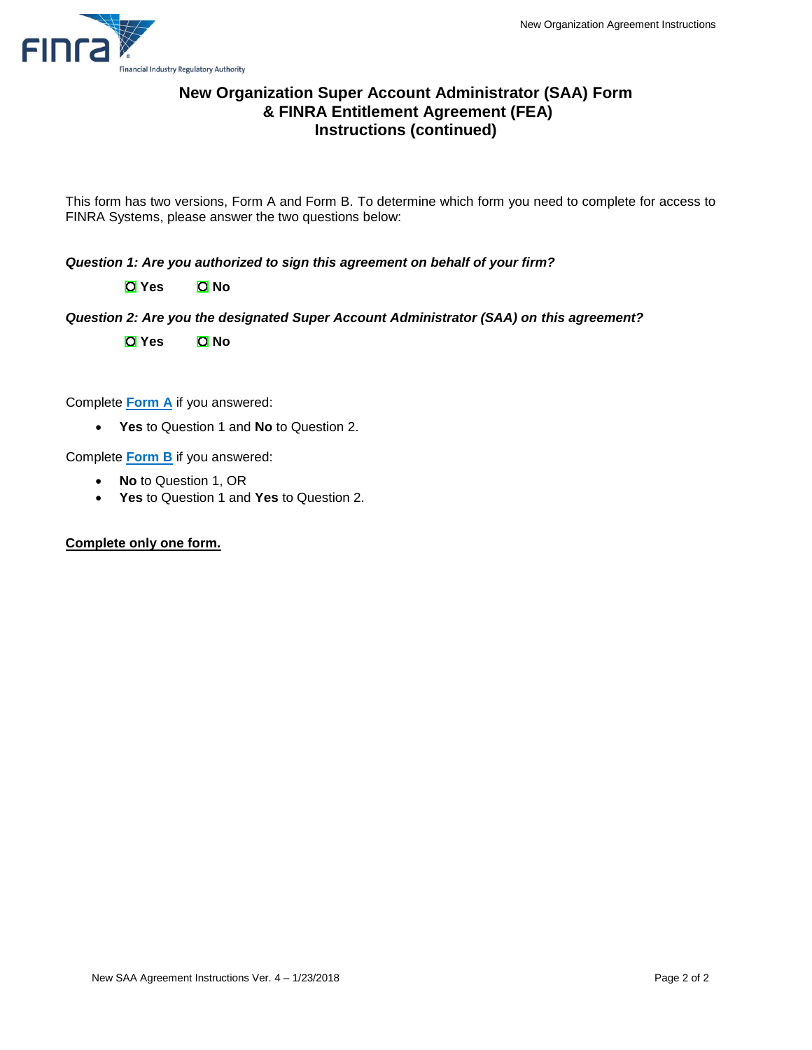# New Organization Super Account Administrator (SAA) Form & FINRA Entitlement Agreement (FEA) Instructions (continued)

This form has two versions, Form A and Form B. To determine which form you need to complete for access to FINRA Systems, please answer the two questions below:

***Question 1: Are you authorized to sign this agreement on behalf of your firm?***

○ **Yes** ○ **No**

***Question 2: Are you the designated Super Account Administrator (SAA) on this agreement?***

○ **Yes** ○ **No**

Complete **Form A** if you answered:

- **Yes** to Question 1 and **No** to Question 2.

Complete **Form B** if you answered:

- **No** to Question 1, OR
- **Yes** to Question 1 and **Yes** to Question 2.

**Complete only one form.**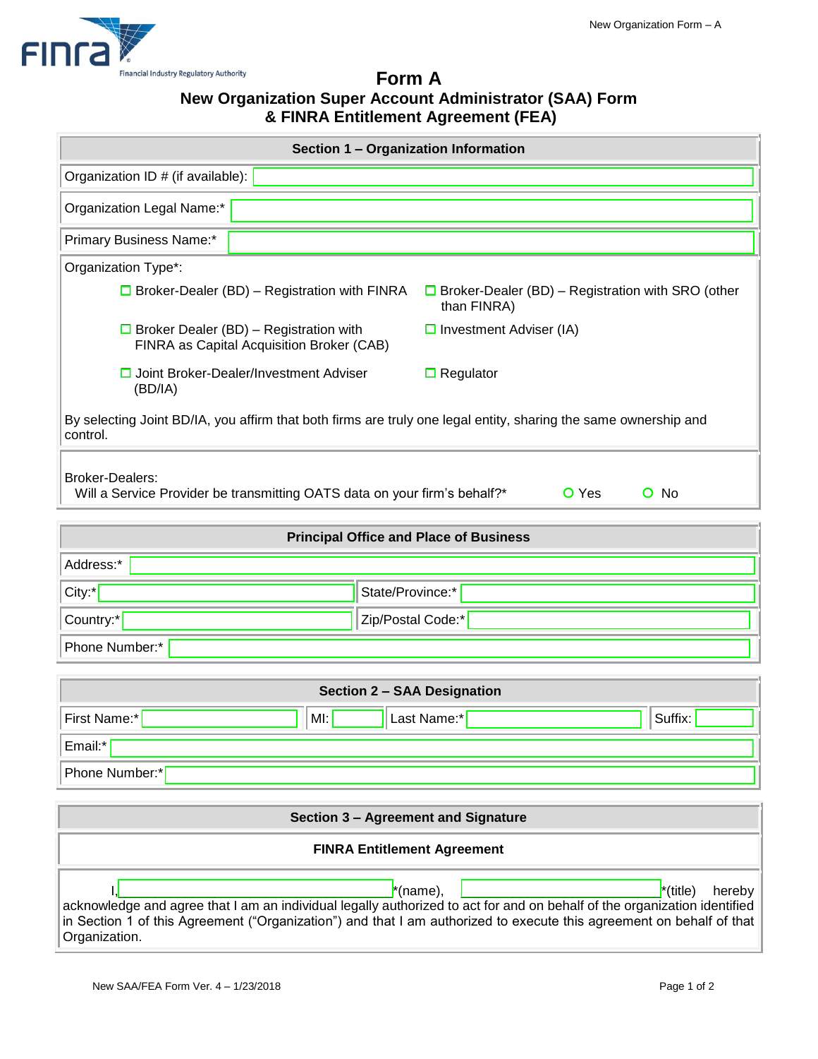# Form A

## New Organization Super Account Administrator (SAA) Form & FINRA Entitlement Agreement (FEA)

### Section 1 – Organization Information

Organization ID # (if available):

Organization Legal Name:*

Primary Business Name:*

Organization Type*:

- ☐ Broker-Dealer (BD) – Registration with FINRA
- ☐ Broker-Dealer (BD) – Registration with SRO (other than FINRA)
- ☐ Broker Dealer (BD) – Registration with FINRA as Capital Acquisition Broker (CAB)
- ☐ Investment Adviser (IA)
- ☐ Joint Broker-Dealer/Investment Adviser (BD/IA)
- ☐ Regulator

By selecting Joint BD/IA, you affirm that both firms are truly one legal entity, sharing the same ownership and control.

Broker-Dealers:
Will a Service Provider be transmitting OATS data on your firm's behalf?* ○ Yes ○ No

### Principal Office and Place of Business

Address:*

| City:* | State/Province:* |
|---|---|
| Country:* | Zip/Postal Code:* |

Phone Number:*

### Section 2 – SAA Designation

| First Name:* | MI: | Last Name:* | Suffix: |
|---|---|---|---|

Email:*

Phone Number:*

### Section 3 – Agreement and Signature

**FINRA Entitlement Agreement**

I, ____________________ *(name), ____________________ *(title) hereby acknowledge and agree that I am an individual legally authorized to act for and on behalf of the organization identified in Section 1 of this Agreement ("Organization") and that I am authorized to execute this agreement on behalf of that Organization.

New SAA/FEA Form Ver. 4 – 1/23/2018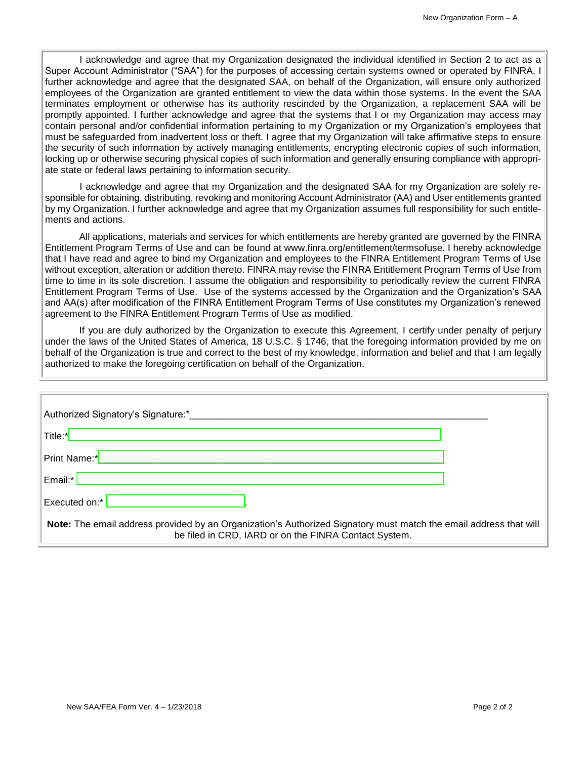I acknowledge and agree that my Organization designated the individual identified in Section 2 to act as a Super Account Administrator ("SAA") for the purposes of accessing certain systems owned or operated by FINRA. I further acknowledge and agree that the designated SAA, on behalf of the Organization, will ensure only authorized employees of the Organization are granted entitlement to view the data within those systems. In the event the SAA terminates employment or otherwise has its authority rescinded by the Organization, a replacement SAA will be promptly appointed. I further acknowledge and agree that the systems that I or my Organization may access may contain personal and/or confidential information pertaining to my Organization or my Organization's employees that must be safeguarded from inadvertent loss or theft. I agree that my Organization will take affirmative steps to ensure the security of such information by actively managing entitlements, encrypting electronic copies of such information, locking up or otherwise securing physical copies of such information and generally ensuring compliance with appropriate state or federal laws pertaining to information security.

I acknowledge and agree that my Organization and the designated SAA for my Organization are solely responsible for obtaining, distributing, revoking and monitoring Account Administrator (AA) and User entitlements granted by my Organization. I further acknowledge and agree that my Organization assumes full responsibility for such entitlements and actions.

All applications, materials and services for which entitlements are hereby granted are governed by the FINRA Entitlement Program Terms of Use and can be found at www.finra.org/entitlement/termsofuse. I hereby acknowledge that I have read and agree to bind my Organization and employees to the FINRA Entitlement Program Terms of Use without exception, alteration or addition thereto. FINRA may revise the FINRA Entitlement Program Terms of Use from time to time in its sole discretion. I assume the obligation and responsibility to periodically review the current FINRA Entitlement Program Terms of Use. Use of the systems accessed by the Organization and the Organization's SAA and AA(s) after modification of the FINRA Entitlement Program Terms of Use constitutes my Organization's renewed agreement to the FINRA Entitlement Program Terms of Use as modified.

If you are duly authorized by the Organization to execute this Agreement, I certify under penalty of perjury under the laws of the United States of America, 18 U.S.C. § 1746, that the foregoing information provided by me on behalf of the Organization is true and correct to the best of my knowledge, information and belief and that I am legally authorized to make the foregoing certification on behalf of the Organization.

Authorized Signatory's Signature:*_______________________________________________________

Title:* ____________________

Print Name:* ____________________

Email:* ____________________

Executed on:* ____________________.

**Note:** The email address provided by an Organization's Authorized Signatory must match the email address that will be filed in CRD, IARD or on the FINRA Contact System.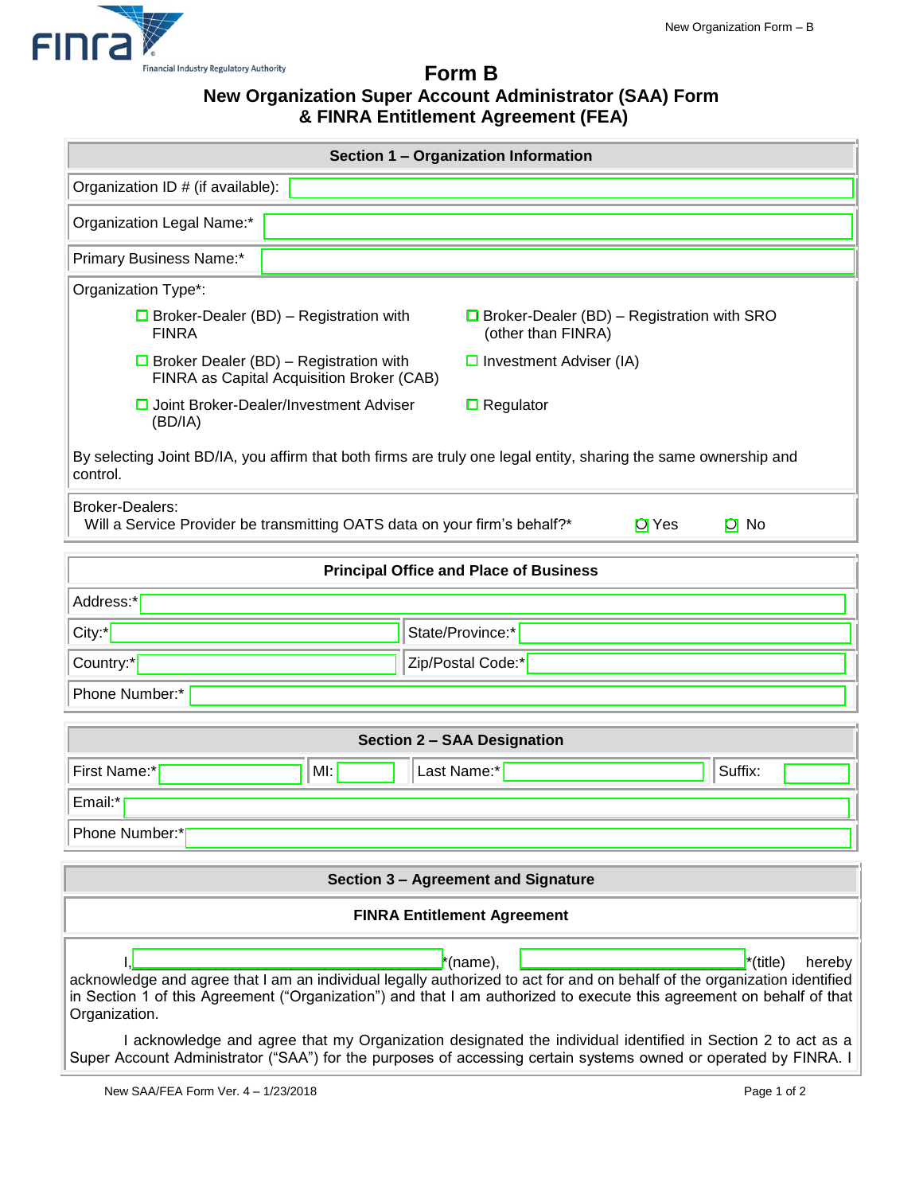# Form B

## New Organization Super Account Administrator (SAA) Form & FINRA Entitlement Agreement (FEA)

### Section 1 – Organization Information

Organization ID # (if available):

Organization Legal Name:*

Primary Business Name:*

Organization Type*:

- ☐ Broker-Dealer (BD) – Registration with FINRA
- ☐ Broker-Dealer (BD) – Registration with SRO (other than FINRA)
- ☐ Broker Dealer (BD) – Registration with FINRA as Capital Acquisition Broker (CAB)
- ☐ Investment Adviser (IA)
- ☐ Joint Broker-Dealer/Investment Adviser (BD/IA)
- ☐ Regulator

By selecting Joint BD/IA, you affirm that both firms are truly one legal entity, sharing the same ownership and control.

Broker-Dealers:
Will a Service Provider be transmitting OATS data on your firm's behalf?* ○ Yes ○ No

### Principal Office and Place of Business

Address:*

| City:* | State/Province:* |
|---|---|
| Country:* | Zip/Postal Code:* |

Phone Number:*

### Section 2 – SAA Designation

| First Name:* | MI: | Last Name:* | Suffix: |
|---|---|---|---|

Email:*

Phone Number:*

### Section 3 – Agreement and Signature

#### FINRA Entitlement Agreement

I, ______________________*(name), ______________________*(title) hereby acknowledge and agree that I am an individual legally authorized to act for and on behalf of the organization identified in Section 1 of this Agreement ("Organization") and that I am authorized to execute this agreement on behalf of that Organization.

I acknowledge and agree that my Organization designated the individual identified in Section 2 to act as a Super Account Administrator ("SAA") for the purposes of accessing certain systems owned or operated by FINRA. I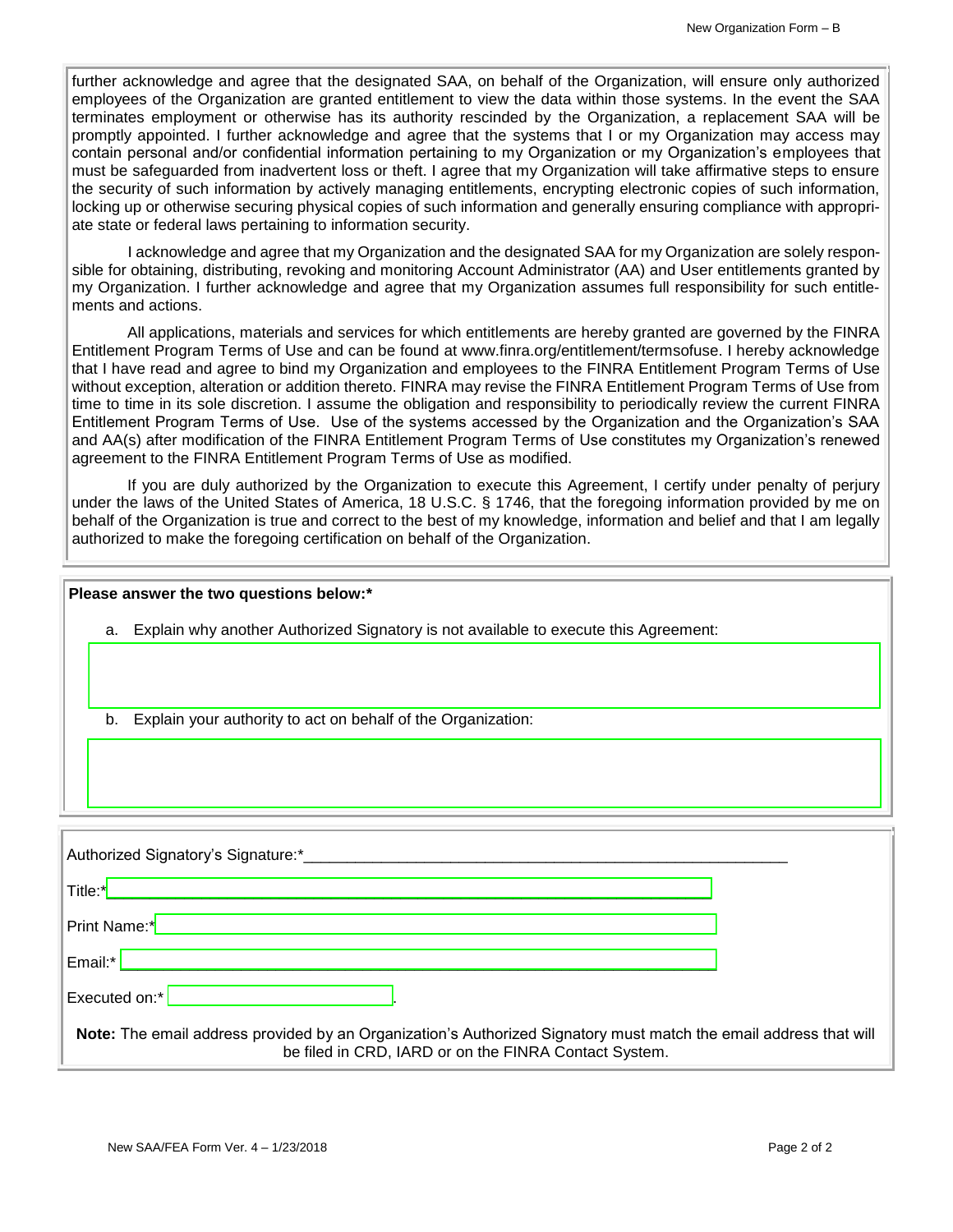further acknowledge and agree that the designated SAA, on behalf of the Organization, will ensure only authorized employees of the Organization are granted entitlement to view the data within those systems. In the event the SAA terminates employment or otherwise has its authority rescinded by the Organization, a replacement SAA will be promptly appointed. I further acknowledge and agree that the systems that I or my Organization may access may contain personal and/or confidential information pertaining to my Organization or my Organization's employees that must be safeguarded from inadvertent loss or theft. I agree that my Organization will take affirmative steps to ensure the security of such information by actively managing entitlements, encrypting electronic copies of such information, locking up or otherwise securing physical copies of such information and generally ensuring compliance with appropriate state or federal laws pertaining to information security.

I acknowledge and agree that my Organization and the designated SAA for my Organization are solely responsible for obtaining, distributing, revoking and monitoring Account Administrator (AA) and User entitlements granted by my Organization. I further acknowledge and agree that my Organization assumes full responsibility for such entitlements and actions.

All applications, materials and services for which entitlements are hereby granted are governed by the FINRA Entitlement Program Terms of Use and can be found at www.finra.org/entitlement/termsofuse. I hereby acknowledge that I have read and agree to bind my Organization and employees to the FINRA Entitlement Program Terms of Use without exception, alteration or addition thereto. FINRA may revise the FINRA Entitlement Program Terms of Use from time to time in its sole discretion. I assume the obligation and responsibility to periodically review the current FINRA Entitlement Program Terms of Use. Use of the systems accessed by the Organization and the Organization's SAA and AA(s) after modification of the FINRA Entitlement Program Terms of Use constitutes my Organization's renewed agreement to the FINRA Entitlement Program Terms of Use as modified.

If you are duly authorized by the Organization to execute this Agreement, I certify under penalty of perjury under the laws of the United States of America, 18 U.S.C. § 1746, that the foregoing information provided by me on behalf of the Organization is true and correct to the best of my knowledge, information and belief and that I am legally authorized to make the foregoing certification on behalf of the Organization.

**Please answer the two questions below:***

a. Explain why another Authorized Signatory is not available to execute this Agreement:

b. Explain your authority to act on behalf of the Organization:

Authorized Signatory's Signature:*_______________________________________________________

Title:*_______________________________________________________

Print Name:*_______________________________________________________

Email:*_______________________________________________________

Executed on:*________________________.

**Note:** The email address provided by an Organization's Authorized Signatory must match the email address that will be filed in CRD, IARD or on the FINRA Contact System.